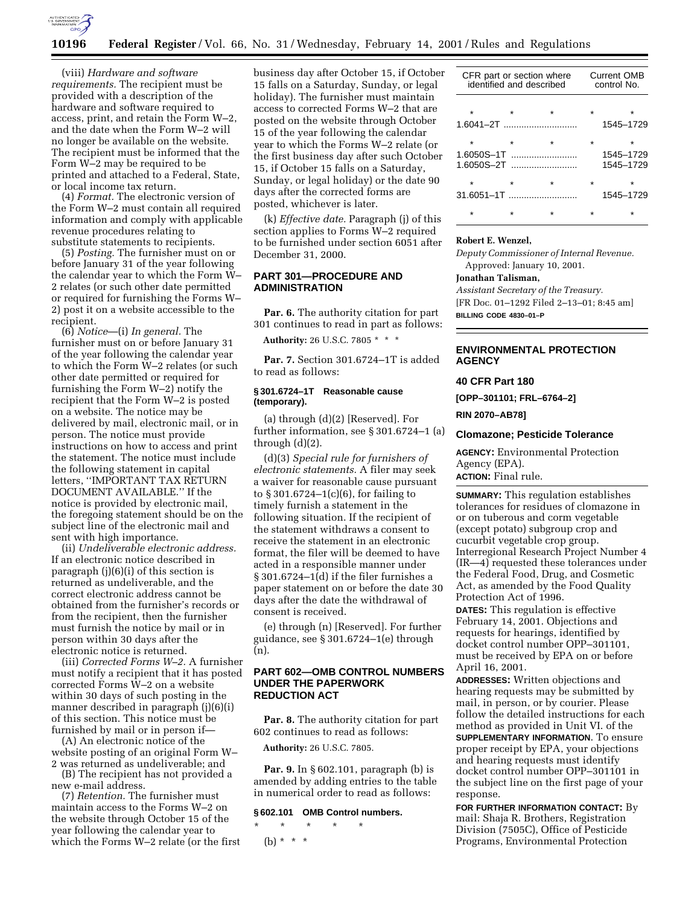(viii) *Hardware and software requirements.* The recipient must be provided with a description of the hardware and software required to access, print, and retain the Form W–2, and the date when the Form W–2 will no longer be available on the website. The recipient must be informed that the Form W–2 may be required to be printed and attached to a Federal, State, or local income tax return.

(4) *Format.* The electronic version of the Form W–2 must contain all required information and comply with applicable revenue procedures relating to substitute statements to recipients.

(5) *Posting.* The furnisher must on or before January 31 of the year following the calendar year to which the Form W–2 relates (or such other date permitted or required for furnishing the Forms W–2) post it on a website accessible to the recipient.

(6) *Notice*—(i) *In general.* The furnisher must on or before January 31 of the year following the calendar year to which the Form W–2 relates (or such other date permitted or required for furnishing the Form W–2) notify the recipient that the Form W–2 is posted on a website. The notice may be delivered by mail, electronic mail, or in person. The notice must provide instructions on how to access and print the statement. The notice must include the following statement in capital letters, ''IMPORTANT TAX RETURN DOCUMENT AVAILABLE.'' If the notice is provided by electronic mail, the foregoing statement should be on the subject line of the electronic mail and sent with high importance.

(ii) *Undeliverable electronic address.* If an electronic notice described in paragraph (j)(6)(i) of this section is returned as undeliverable, and the correct electronic address cannot be obtained from the furnisher's records or from the recipient, then the furnisher must furnish the notice by mail or in person within 30 days after the electronic notice is returned.

(iii) *Corrected Forms W–2.* A furnisher must notify a recipient that it has posted corrected Forms W–2 on a website within 30 days of such posting in the manner described in paragraph (j)(6)(i) of this section. This notice must be furnished by mail or in person if—

(A) An electronic notice of the website posting of an original Form W–2 was returned as undeliverable; and

(B) The recipient has not provided a new e-mail address.

(7) *Retention.* The furnisher must maintain access to the Forms W–2 on the website through October 15 of the year following the calendar year to which the Forms W–2 relate (or the first business day after October 15, if October 15 falls on a Saturday, Sunday, or legal holiday). The furnisher must maintain access to corrected Forms W–2 that are posted on the website through October 15 of the year following the calendar year to which the Forms W–2 relate (or the first business day after such October 15, if October 15 falls on a Saturday, Sunday, or legal holiday) or the date 90 days after the corrected forms are posted, whichever is later.

(k) *Effective date.* Paragraph (j) of this section applies to Forms W–2 required to be furnished under section 6051 after December 31, 2000.

## PART 301—PROCEDURE AND ADMINISTRATION

**Par. 6.** The authority citation for part 301 continues to read in part as follows:

**Authority:** 26 U.S.C. 7805 * * *

**Par. 7.** Section 301.6724–1T is added to read as follows:

### § 301.6724–1T Reasonable cause (temporary).

(a) through (d)(2) [Reserved]. For further information, see § 301.6724–1 (a) through (d)(2).

(d)(3) *Special rule for furnishers of electronic statements.* A filer may seek a waiver for reasonable cause pursuant to § 301.6724–1(c)(6), for failing to timely furnish a statement in the following situation. If the recipient of the statement withdraws a consent to receive the statement in an electronic format, the filer will be deemed to have acted in a responsible manner under § 301.6724–1(d) if the filer furnishes a paper statement on or before the date 30 days after the date the withdrawal of consent is received.

(e) through (n) [Reserved]. For further guidance, see § 301.6724–1(e) through (n).

## PART 602—OMB CONTROL NUMBERS UNDER THE PAPERWORK REDUCTION ACT

**Par. 8.** The authority citation for part 602 continues to read as follows:

**Authority:** 26 U.S.C. 7805.

**Par. 9.** In § 602.101, paragraph (b) is amended by adding entries to the table in numerical order to read as follows:

### § 602.101 OMB Control numbers.

\* \* \* \* \*

(b) * * *

| CFR part or section where identified and described | Current OMB control No. |
|---|---|
| * * * | * * |
| 1.6041–2T | 1545–1729 |
| * * * | * * |
| 1.6050S–1T | 1545–1729 |
| 1.6050S–2T | 1545–1729 |
| * * * | * * |
| 31.6051–1T | 1545–1729 |
| * * * | * * |

**Robert E. Wenzel,**
*Deputy Commissioner of Internal Revenue.*

Approved: January 10, 2001.

**Jonathan Talisman,**
*Assistant Secretary of the Treasury.*

[FR Doc. 01–1292 Filed 2–13–01; 8:45 am]

**BILLING CODE 4830–01–P**

## ENVIRONMENTAL PROTECTION AGENCY

### 40 CFR Part 180

**[OPP–301101; FRL–6764–2]**

**RIN 2070–AB78]**

### Clomazone; Pesticide Tolerance

**AGENCY:** Environmental Protection Agency (EPA).

**ACTION:** Final rule.

**SUMMARY:** This regulation establishes tolerances for residues of clomazone in or on tuberous and corm vegetable (except potato) subgroup crop and cucurbit vegetable crop group. Interregional Research Project Number 4 (IR—4) requested these tolerances under the Federal Food, Drug, and Cosmetic Act, as amended by the Food Quality Protection Act of 1996.

**DATES:** This regulation is effective February 14, 2001. Objections and requests for hearings, identified by docket control number OPP–301101, must be received by EPA on or before April 16, 2001.

**ADDRESSES:** Written objections and hearing requests may be submitted by mail, in person, or by courier. Please follow the detailed instructions for each method as provided in Unit VI. of the **SUPPLEMENTARY INFORMATION**. To ensure proper receipt by EPA, your objections and hearing requests must identify docket control number OPP–301101 in the subject line on the first page of your response.

**FOR FURTHER INFORMATION CONTACT:** By mail: Shaja R. Brothers, Registration Division (7505C), Office of Pesticide Programs, Environmental Protection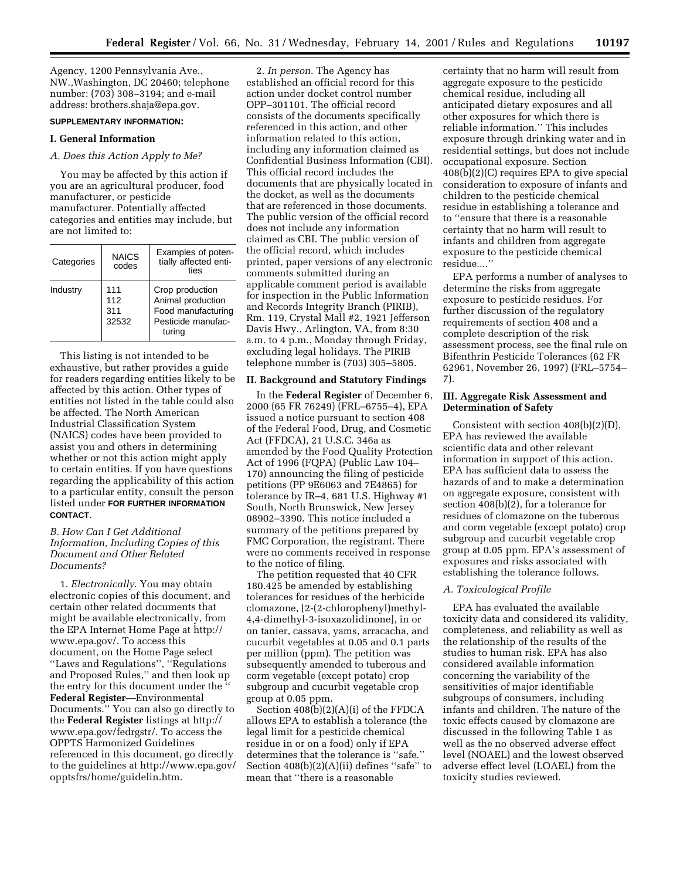Agency, 1200 Pennsylvania Ave., NW.,Washington, DC 20460; telephone number: (703) 308–3194; and e-mail address: brothers.shaja@epa.gov.

**SUPPLEMENTARY INFORMATION:**

## I. General Information

### *A. Does this Action Apply to Me?*

You may be affected by this action if you are an agricultural producer, food manufacturer, or pesticide manufacturer. Potentially affected categories and entities may include, but are not limited to:

| Categories | NAICS codes | Examples of potentially affected entities |
|---|---|---|
| Industry | 111<br>112<br>311<br>32532 | Crop production<br>Animal production<br>Food manufacturing<br>Pesticide manufacturing |

This listing is not intended to be exhaustive, but rather provides a guide for readers regarding entities likely to be affected by this action. Other types of entities not listed in the table could also be affected. The North American Industrial Classification System (NAICS) codes have been provided to assist you and others in determining whether or not this action might apply to certain entities. If you have questions regarding the applicability of this action to a particular entity, consult the person listed under **FOR FURTHER INFORMATION CONTACT**.

### *B. How Can I Get Additional Information, Including Copies of this Document and Other Related Documents?*

1. *Electronically*. You may obtain electronic copies of this document, and certain other related documents that might be available electronically, from the EPA Internet Home Page at http://www.epa.gov/. To access this document, on the Home Page select ''Laws and Regulations'', ''Regulations and Proposed Rules,'' and then look up the entry for this document under the '' **Federal Register**—Environmental Documents.'' You can also go directly to the **Federal Register** listings at http://www.epa.gov/fedrgstr/. To access the OPPTS Harmonized Guidelines referenced in this document, go directly to the guidelines at http://www.epa.gov/opptsfrs/home/guidelin.htm.

2. *In person.* The Agency has established an official record for this action under docket control number OPP–301101. The official record consists of the documents specifically referenced in this action, and other information related to this action, including any information claimed as Confidential Business Information (CBI). This official record includes the documents that are physically located in the docket, as well as the documents that are referenced in those documents. The public version of the official record does not include any information claimed as CBI. The public version of the official record, which includes printed, paper versions of any electronic comments submitted during an applicable comment period is available for inspection in the Public Information and Records Integrity Branch (PIRIB), Rm. 119, Crystal Mall #2, 1921 Jefferson Davis Hwy., Arlington, VA, from 8:30 a.m. to 4 p.m., Monday through Friday, excluding legal holidays. The PIRIB telephone number is (703) 305–5805.

## II. Background and Statutory Findings

In the **Federal Register** of December 6, 2000 (65 FR 76249) (FRL–6755–4), EPA issued a notice pursuant to section 408 of the Federal Food, Drug, and Cosmetic Act (FFDCA), 21 U.S.C. 346a as amended by the Food Quality Protection Act of 1996 (FQPA) (Public Law 104–170) announcing the filing of pesticide petitions (PP 9E6063 and 7E4865) for tolerance by IR–4, 681 U.S. Highway #1 South, North Brunswick, New Jersey 08902–3390. This notice included a summary of the petitions prepared by FMC Corporation, the registrant. There were no comments received in response to the notice of filing.

The petition requested that 40 CFR 180.425 be amended by establishing tolerances for residues of the herbicide clomazone, [2-(2-chlorophenyl)methyl-4,4-dimethyl-3-isoxazolidinone], in or on tanier, cassava, yams, arracacha, and cucurbit vegetables at 0.05 and 0.1 parts per million (ppm). The petition was subsequently amended to tuberous and corm vegetable (except potato) crop subgroup and cucurbit vegetable crop group at 0.05 ppm.

Section 408(b)(2)(A)(i) of the FFDCA allows EPA to establish a tolerance (the legal limit for a pesticide chemical residue in or on a food) only if EPA determines that the tolerance is ''safe.'' Section 408(b)(2)(A)(ii) defines ''safe'' to mean that ''there is a reasonable certainty that no harm will result from aggregate exposure to the pesticide chemical residue, including all anticipated dietary exposures and all other exposures for which there is reliable information.'' This includes exposure through drinking water and in residential settings, but does not include occupational exposure. Section 408(b)(2)(C) requires EPA to give special consideration to exposure of infants and children to the pesticide chemical residue in establishing a tolerance and to ''ensure that there is a reasonable certainty that no harm will result to infants and children from aggregate exposure to the pesticide chemical residue....''

EPA performs a number of analyses to determine the risks from aggregate exposure to pesticide residues. For further discussion of the regulatory requirements of section 408 and a complete description of the risk assessment process, see the final rule on Bifenthrin Pesticide Tolerances (62 FR 62961, November 26, 1997) (FRL–5754–7).

## III. Aggregate Risk Assessment and Determination of Safety

Consistent with section 408(b)(2)(D), EPA has reviewed the available scientific data and other relevant information in support of this action. EPA has sufficient data to assess the hazards of and to make a determination on aggregate exposure, consistent with section 408(b)(2), for a tolerance for residues of clomazone on the tuberous and corm vegetable (except potato) crop subgroup and cucurbit vegetable crop group at 0.05 ppm. EPA's assessment of exposures and risks associated with establishing the tolerance follows.

### *A. Toxicological Profile*

EPA has evaluated the available toxicity data and considered its validity, completeness, and reliability as well as the relationship of the results of the studies to human risk. EPA has also considered available information concerning the variability of the sensitivities of major identifiable subgroups of consumers, including infants and children. The nature of the toxic effects caused by clomazone are discussed in the following Table 1 as well as the no observed adverse effect level (NOAEL) and the lowest observed adverse effect level (LOAEL) from the toxicity studies reviewed.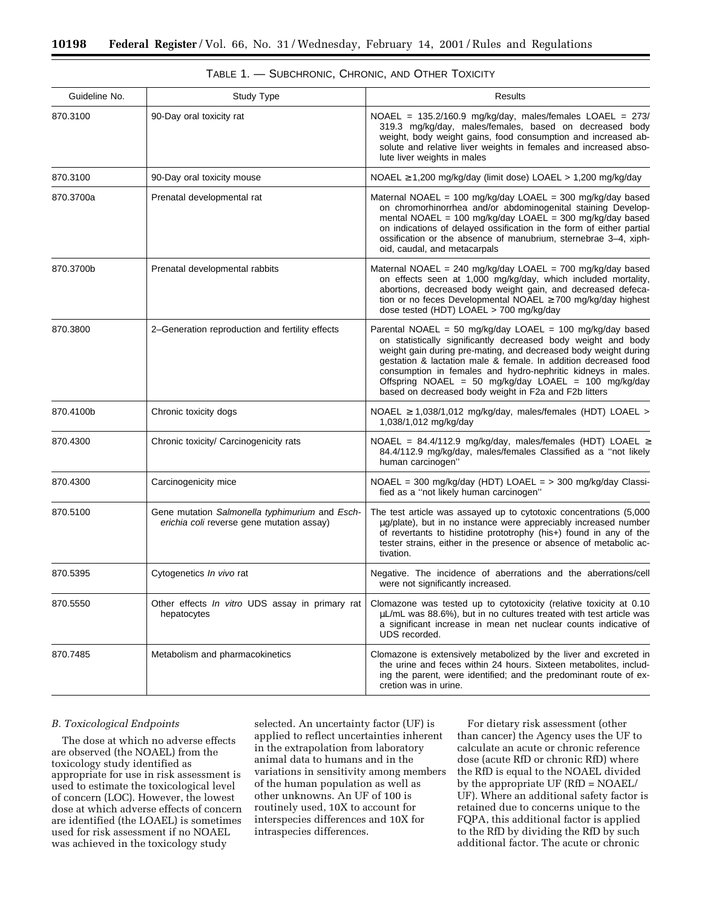TABLE 1. — SUBCHRONIC, CHRONIC, AND OTHER TOXICITY

| Guideline No. | Study Type | Results |
| --- | --- | --- |
| 870.3100 | 90-Day oral toxicity rat | NOAEL = 135.2/160.9 mg/kg/day, males/females LOAEL = 273/ 319.3 mg/kg/day, males/females, based on decreased body weight, body weight gains, food consumption and increased absolute and relative liver weights in females and increased absolute liver weights in males |
| 870.3100 | 90-Day oral toxicity mouse | NOAEL ≥1,200 mg/kg/day (limit dose) LOAEL > 1,200 mg/kg/day |
| 870.3700a | Prenatal developmental rat | Maternal NOAEL = 100 mg/kg/day LOAEL = 300 mg/kg/day based on chromorhinorrhea and/or abdominogenital staining Developmental NOAEL = 100 mg/kg/day LOAEL = 300 mg/kg/day based on indications of delayed ossification in the form of either partial ossification or the absence of manubrium, sternebrae 3–4, xiphoid, caudal, and metacarpals |
| 870.3700b | Prenatal developmental rabbits | Maternal NOAEL = 240 mg/kg/day LOAEL = 700 mg/kg/day based on effects seen at 1,000 mg/kg/day, which included mortality, abortions, decreased body weight gain, and decreased defecation or no feces Developmental NOAEL ≥700 mg/kg/day highest dose tested (HDT) LOAEL > 700 mg/kg/day |
| 870.3800 | 2–Generation reproduction and fertility effects | Parental NOAEL = 50 mg/kg/day LOAEL = 100 mg/kg/day based on statistically significantly decreased body weight and body weight gain during pre-mating, and decreased body weight during gestation & lactation male & female. In addition decreased food consumption in females and hydro-nephritic kidneys in males. Offspring NOAEL = 50 mg/kg/day LOAEL = 100 mg/kg/day based on decreased body weight in F2a and F2b litters |
| 870.4100b | Chronic toxicity dogs | NOAEL ≥ 1,038/1,012 mg/kg/day, males/females (HDT) LOAEL > 1,038/1,012 mg/kg/day |
| 870.4300 | Chronic toxicity/ Carcinogenicity rats | NOAEL = 84.4/112.9 mg/kg/day, males/females (HDT) LOAEL ≥ 84.4/112.9 mg/kg/day, males/females Classified as a ''not likely human carcinogen'' |
| 870.4300 | Carcinogenicity mice | NOAEL = 300 mg/kg/day (HDT) LOAEL = > 300 mg/kg/day Classified as a ''not likely human carcinogen'' |
| 870.5100 | Gene mutation *Salmonella typhimurium* and *Escherichia coli* reverse gene mutation assay) | The test article was assayed up to cytotoxic concentrations (5,000 µg/plate), but in no instance were appreciably increased number of revertants to histidine prototrophy (his+) found in any of the tester strains, either in the presence or absence of metabolic activation. |
| 870.5395 | Cytogenetics *In vivo* rat | Negative. The incidence of aberrations and the aberrations/cell were not significantly increased. |
| 870.5550 | Other effects *In vitro* UDS assay in primary rat hepatocytes | Clomazone was tested up to cytotoxicity (relative toxicity at 0.10 µL/mL was 88.6%), but in no cultures treated with test article was a significant increase in mean net nuclear counts indicative of UDS recorded. |
| 870.7485 | Metabolism and pharmacokinetics | Clomazone is extensively metabolized by the liver and excreted in the urine and feces within 24 hours. Sixteen metabolites, including the parent, were identified; and the predominant route of excretion was in urine. |

*B. Toxicological Endpoints*

The dose at which no adverse effects are observed (the NOAEL) from the toxicology study identified as appropriate for use in risk assessment is used to estimate the toxicological level of concern (LOC). However, the lowest dose at which adverse effects of concern are identified (the LOAEL) is sometimes used for risk assessment if no NOAEL was achieved in the toxicology study selected. An uncertainty factor (UF) is applied to reflect uncertainties inherent in the extrapolation from laboratory animal data to humans and in the variations in sensitivity among members of the human population as well as other unknowns. An UF of 100 is routinely used, 10X to account for interspecies differences and 10X for intraspecies differences.

For dietary risk assessment (other than cancer) the Agency uses the UF to calculate an acute or chronic reference dose (acute RfD or chronic RfD) where the RfD is equal to the NOAEL divided by the appropriate UF (RfD = NOAEL/ UF). Where an additional safety factor is retained due to concerns unique to the FQPA, this additional factor is applied to the RfD by dividing the RfD by such additional factor. The acute or chronic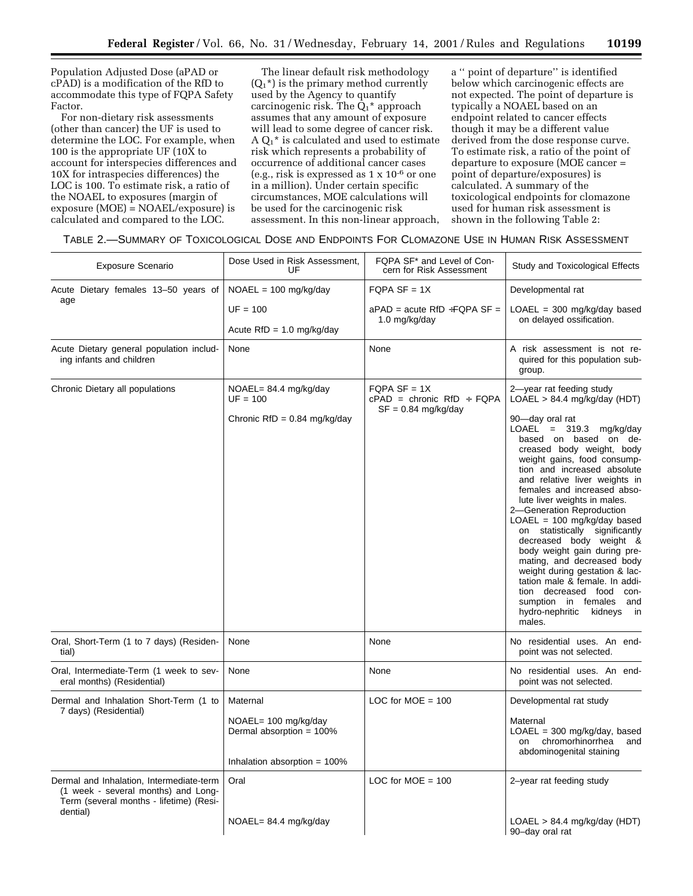Population Adjusted Dose (aPAD or cPAD) is a modification of the RfD to accommodate this type of FQPA Safety Factor.

For non-dietary risk assessments (other than cancer) the UF is used to determine the LOC. For example, when 100 is the appropriate UF (10X to account for interspecies differences and 10X for intraspecies differences) the LOC is 100. To estimate risk, a ratio of the NOAEL to exposures (margin of exposure (MOE) = NOAEL/exposure) is calculated and compared to the LOC.

The linear default risk methodology ($Q_1$*) is the primary method currently used by the Agency to quantify carcinogenic risk. The $Q_1$* approach assumes that any amount of exposure will lead to some degree of cancer risk. A $Q_1$* is calculated and used to estimate risk which represents a probability of occurrence of additional cancer cases (e.g., risk is expressed as $1 \times 10^{-6}$ or one in a million). Under certain specific circumstances, MOE calculations will be used for the carcinogenic risk assessment. In this non-linear approach, a " point of departure" is identified below which carcinogenic effects are not expected. The point of departure is typically a NOAEL based on an endpoint related to cancer effects though it may be a different value derived from the dose response curve. To estimate risk, a ratio of the point of departure to exposure (MOE cancer = point of departure/exposures) is calculated. A summary of the toxicological endpoints for clomazone used for human risk assessment is shown in the following Table 2:

TABLE 2.—SUMMARY OF TOXICOLOGICAL DOSE AND ENDPOINTS FOR CLOMAZONE USE IN HUMAN RISK ASSESSMENT

| Exposure Scenario | Dose Used in Risk Assessment, UF | FQPA SF* and Level of Concern for Risk Assessment | Study and Toxicological Effects |
|---|---|---|---|
| Acute Dietary females 13–50 years of age | NOAEL = 100 mg/kg/day<br>UF = 100<br>Acute RfD = 1.0 mg/kg/day | FQPA SF = 1X<br>aPAD = acute RfD ÷FQPA SF = 1.0 mg/kg/day | Developmental rat<br>LOAEL = 300 mg/kg/day based on delayed ossification. |
| Acute Dietary general population including infants and children | None | None | A risk assessment is not required for this population subgroup. |
| Chronic Dietary all populations | NOAEL= 84.4 mg/kg/day<br>UF = 100<br>Chronic RfD = 0.84 mg/kg/day | FQPA SF = 1X<br>cPAD = chronic RfD ÷ FQPA SF = 0.84 mg/kg/day | 2—year rat feeding study<br>LOAEL > 84.4 mg/kg/day (HDT)<br>90—day oral rat<br>LOAEL = 319.3 mg/kg/day based on based on decreased body weight, body weight gains, food consumption and increased absolute and relative liver weights in females and increased absolute liver weights in males.<br>2—Generation Reproduction<br>LOAEL = 100 mg/kg/day based on statistically significantly decreased body weight & body weight gain during premating, and decreased body weight during gestation & lactation male & female. In addition decreased food consumption in females and hydro-nephritic kidneys in males. |
| Oral, Short-Term (1 to 7 days) (Residential) | None | None | No residential uses. An endpoint was not selected. |
| Oral, Intermediate-Term (1 week to several months) (Residential) | None | None | No residential uses. An endpoint was not selected. |
| Dermal and Inhalation Short-Term (1 to 7 days) (Residential) | Maternal<br>NOAEL= 100 mg/kg/day<br>Dermal absorption = 100%<br>Inhalation absorption = 100% | LOC for MOE = 100 | Developmental rat study<br>Maternal<br>LOAEL = 300 mg/kg/day, based on chromorhinorrhea and abdominogenital staining |
| Dermal and Inhalation, Intermediate-term (1 week - several months) and Long-Term (several months - lifetime) (Residential) | Oral<br>NOAEL= 84.4 mg/kg/day | LOC for MOE = 100 | 2–year rat feeding study<br>LOAEL > 84.4 mg/kg/day (HDT)<br>90–day oral rat |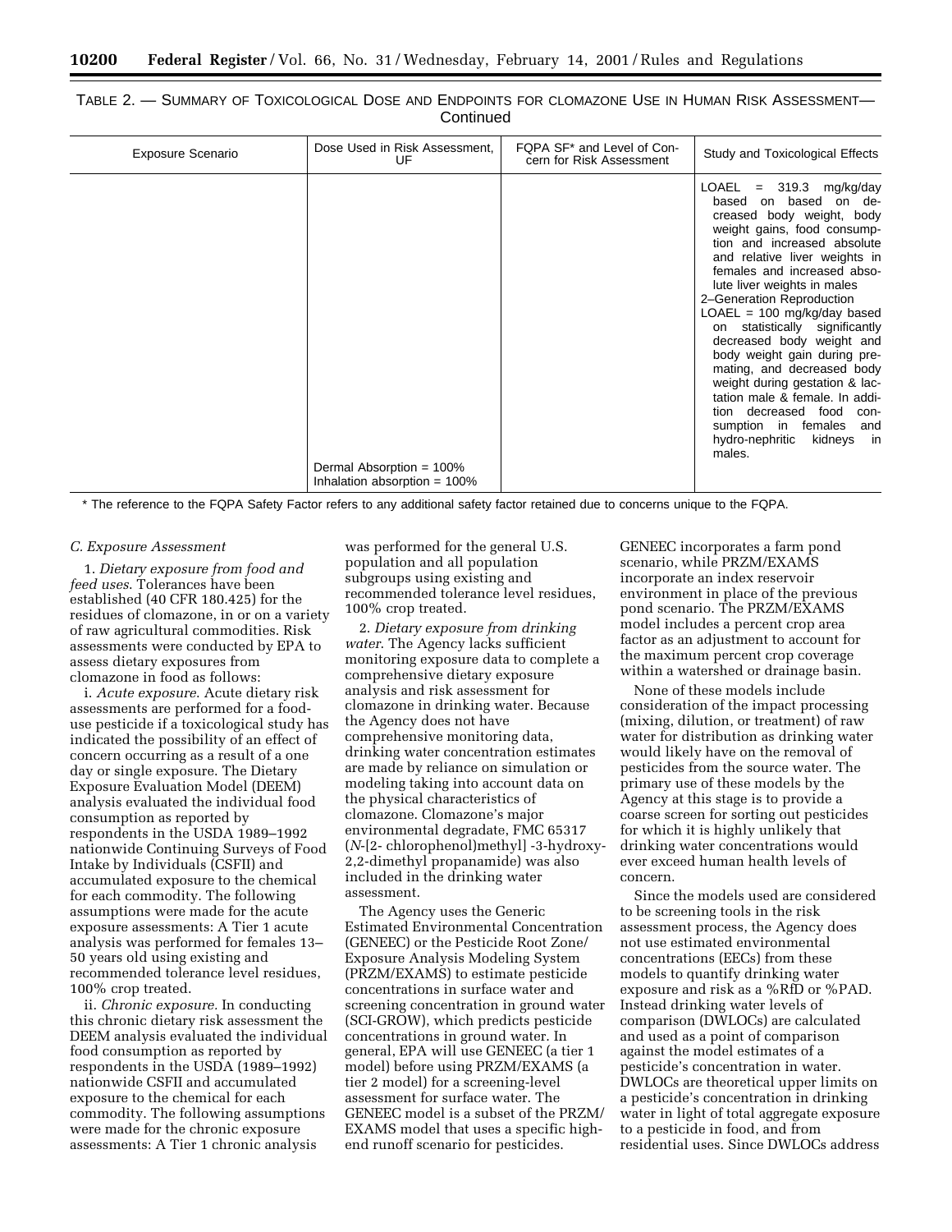TABLE 2. — SUMMARY OF TOXICOLOGICAL DOSE AND ENDPOINTS FOR CLOMAZONE USE IN HUMAN RISK ASSESSMENT—Continued

| Exposure Scenario | Dose Used in Risk Assessment, UF | FQPA SF* and Level of Concern for Risk Assessment | Study and Toxicological Effects |
|---|---|---|---|
| | Dermal Absorption = 100%<br>Inhalation absorption = 100% | | LOAEL = 319.3 mg/kg/day based on based on decreased body weight, body weight gains, food consumption and increased absolute and relative liver weights in females and increased absolute liver weights in males<br>2–Generation Reproduction<br>LOAEL = 100 mg/kg/day based on statistically significantly decreased body weight and body weight gain during pre-mating, and decreased body weight during gestation & lactation male & female. In addition decreased food consumption in females and hydro-nephritic kidneys in males. |

\* The reference to the FQPA Safety Factor refers to any additional safety factor retained due to concerns unique to the FQPA.

*C. Exposure Assessment*

1. *Dietary exposure from food and feed uses*. Tolerances have been established (40 CFR 180.425) for the residues of clomazone, in or on a variety of raw agricultural commodities. Risk assessments were conducted by EPA to assess dietary exposures from clomazone in food as follows:

i. *Acute exposure*. Acute dietary risk assessments are performed for a food-use pesticide if a toxicological study has indicated the possibility of an effect of concern occurring as a result of a one day or single exposure. The Dietary Exposure Evaluation Model (DEEM) analysis evaluated the individual food consumption as reported by respondents in the USDA 1989–1992 nationwide Continuing Surveys of Food Intake by Individuals (CSFII) and accumulated exposure to the chemical for each commodity. The following assumptions were made for the acute exposure assessments: A Tier 1 acute analysis was performed for females 13–50 years old using existing and recommended tolerance level residues, 100% crop treated.

ii. *Chronic exposure.* In conducting this chronic dietary risk assessment the DEEM analysis evaluated the individual food consumption as reported by respondents in the USDA (1989–1992) nationwide CSFII and accumulated exposure to the chemical for each commodity. The following assumptions were made for the chronic exposure assessments: A Tier 1 chronic analysis was performed for the general U.S. population and all population subgroups using existing and recommended tolerance level residues, 100% crop treated.

2. *Dietary exposure from drinking water*. The Agency lacks sufficient monitoring exposure data to complete a comprehensive dietary exposure analysis and risk assessment for clomazone in drinking water. Because the Agency does not have comprehensive monitoring data, drinking water concentration estimates are made by reliance on simulation or modeling taking into account data on the physical characteristics of clomazone. Clomazone's major environmental degradate, FMC 65317 (*N*-[2- chlorophenol)methyl] -3-hydroxy-2,2-dimethyl propanamide) was also included in the drinking water assessment.

The Agency uses the Generic Estimated Environmental Concentration (GENEEC) or the Pesticide Root Zone/Exposure Analysis Modeling System (PRZM/EXAMS) to estimate pesticide concentrations in surface water and screening concentration in ground water (SCI-GROW), which predicts pesticide concentrations in ground water. In general, EPA will use GENEEC (a tier 1 model) before using PRZM/EXAMS (a tier 2 model) for a screening-level assessment for surface water. The GENEEC model is a subset of the PRZM/EXAMS model that uses a specific high-end runoff scenario for pesticides. GENEEC incorporates a farm pond scenario, while PRZM/EXAMS incorporate an index reservoir environment in place of the previous pond scenario. The PRZM/EXAMS model includes a percent crop area factor as an adjustment to account for the maximum percent crop coverage within a watershed or drainage basin.

None of these models include consideration of the impact processing (mixing, dilution, or treatment) of raw water for distribution as drinking water would likely have on the removal of pesticides from the source water. The primary use of these models by the Agency at this stage is to provide a coarse screen for sorting out pesticides for which it is highly unlikely that drinking water concentrations would ever exceed human health levels of concern.

Since the models used are considered to be screening tools in the risk assessment process, the Agency does not use estimated environmental concentrations (EECs) from these models to quantify drinking water exposure and risk as a %RfD or %PAD. Instead drinking water levels of comparison (DWLOCs) are calculated and used as a point of comparison against the model estimates of a pesticide's concentration in water. DWLOCs are theoretical upper limits on a pesticide's concentration in drinking water in light of total aggregate exposure to a pesticide in food, and from residential uses. Since DWLOCs address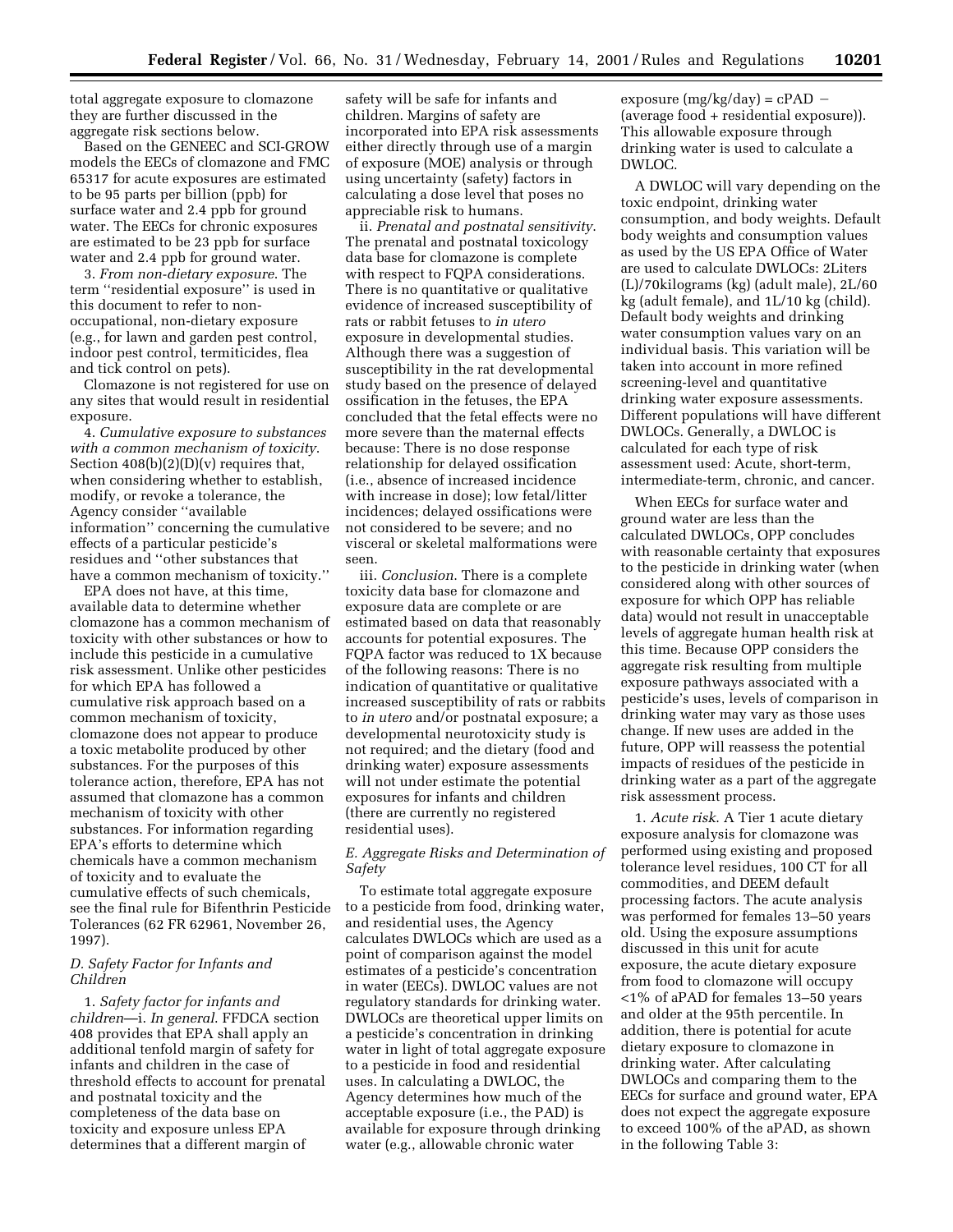total aggregate exposure to clomazone they are further discussed in the aggregate risk sections below.

Based on the GENEEC and SCI-GROW models the EECs of clomazone and FMC 65317 for acute exposures are estimated to be 95 parts per billion (ppb) for surface water and 2.4 ppb for ground water. The EECs for chronic exposures are estimated to be 23 ppb for surface water and 2.4 ppb for ground water.

3. *From non-dietary exposure*. The term ''residential exposure'' is used in this document to refer to non-occupational, non-dietary exposure (e.g., for lawn and garden pest control, indoor pest control, termiticides, flea and tick control on pets).

Clomazone is not registered for use on any sites that would result in residential exposure.

4. *Cumulative exposure to substances with a common mechanism of toxicity*. Section 408(b)(2)(D)(v) requires that, when considering whether to establish, modify, or revoke a tolerance, the Agency consider ''available information'' concerning the cumulative effects of a particular pesticide's residues and ''other substances that have a common mechanism of toxicity.''

EPA does not have, at this time, available data to determine whether clomazone has a common mechanism of toxicity with other substances or how to include this pesticide in a cumulative risk assessment. Unlike other pesticides for which EPA has followed a cumulative risk approach based on a common mechanism of toxicity, clomazone does not appear to produce a toxic metabolite produced by other substances. For the purposes of this tolerance action, therefore, EPA has not assumed that clomazone has a common mechanism of toxicity with other substances. For information regarding EPA's efforts to determine which chemicals have a common mechanism of toxicity and to evaluate the cumulative effects of such chemicals, see the final rule for Bifenthrin Pesticide Tolerances (62 FR 62961, November 26, 1997).

### *D. Safety Factor for Infants and Children*

1. *Safety factor for infants and children*—i. *In general*. FFDCA section 408 provides that EPA shall apply an additional tenfold margin of safety for infants and children in the case of threshold effects to account for prenatal and postnatal toxicity and the completeness of the data base on toxicity and exposure unless EPA determines that a different margin of safety will be safe for infants and children. Margins of safety are incorporated into EPA risk assessments either directly through use of a margin of exposure (MOE) analysis or through using uncertainty (safety) factors in calculating a dose level that poses no appreciable risk to humans.

ii. *Prenatal and postnatal sensitivity*. The prenatal and postnatal toxicology data base for clomazone is complete with respect to FQPA considerations. There is no quantitative or qualitative evidence of increased susceptibility of rats or rabbit fetuses to *in utero* exposure in developmental studies. Although there was a suggestion of susceptibility in the rat developmental study based on the presence of delayed ossification in the fetuses, the EPA concluded that the fetal effects were no more severe than the maternal effects because: There is no dose response relationship for delayed ossification (i.e., absence of increased incidence with increase in dose); low fetal/litter incidences; delayed ossifications were not considered to be severe; and no visceral or skeletal malformations were seen.

iii. *Conclusion*. There is a complete toxicity data base for clomazone and exposure data are complete or are estimated based on data that reasonably accounts for potential exposures. The FQPA factor was reduced to 1X because of the following reasons: There is no indication of quantitative or qualitative increased susceptibility of rats or rabbits to *in utero* and/or postnatal exposure; a developmental neurotoxicity study is not required; and the dietary (food and drinking water) exposure assessments will not under estimate the potential exposures for infants and children (there are currently no registered residential uses).

### *E. Aggregate Risks and Determination of Safety*

To estimate total aggregate exposure to a pesticide from food, drinking water, and residential uses, the Agency calculates DWLOCs which are used as a point of comparison against the model estimates of a pesticide's concentration in water (EECs). DWLOC values are not regulatory standards for drinking water. DWLOCs are theoretical upper limits on a pesticide's concentration in drinking water in light of total aggregate exposure to a pesticide in food and residential uses. In calculating a DWLOC, the Agency determines how much of the acceptable exposure (i.e., the PAD) is available for exposure through drinking water (e.g., allowable chronic water exposure (mg/kg/day) = cPAD − (average food + residential exposure)). This allowable exposure through drinking water is used to calculate a DWLOC.

A DWLOC will vary depending on the toxic endpoint, drinking water consumption, and body weights. Default body weights and consumption values as used by the US EPA Office of Water are used to calculate DWLOCs: 2Liters (L)/70kilograms (kg) (adult male), 2L/60 kg (adult female), and 1L/10 kg (child). Default body weights and drinking water consumption values vary on an individual basis. This variation will be taken into account in more refined screening-level and quantitative drinking water exposure assessments. Different populations will have different DWLOCs. Generally, a DWLOC is calculated for each type of risk assessment used: Acute, short-term, intermediate-term, chronic, and cancer.

When EECs for surface water and ground water are less than the calculated DWLOCs, OPP concludes with reasonable certainty that exposures to the pesticide in drinking water (when considered along with other sources of exposure for which OPP has reliable data) would not result in unacceptable levels of aggregate human health risk at this time. Because OPP considers the aggregate risk resulting from multiple exposure pathways associated with a pesticide's uses, levels of comparison in drinking water may vary as those uses change. If new uses are added in the future, OPP will reassess the potential impacts of residues of the pesticide in drinking water as a part of the aggregate risk assessment process.

1. *Acute risk*. A Tier 1 acute dietary exposure analysis for clomazone was performed using existing and proposed tolerance level residues, 100 CT for all commodities, and DEEM default processing factors. The acute analysis was performed for females 13–50 years old. Using the exposure assumptions discussed in this unit for acute exposure, the acute dietary exposure from food to clomazone will occupy <1% of aPAD for females 13–50 years and older at the 95th percentile. In addition, there is potential for acute dietary exposure to clomazone in drinking water. After calculating DWLOCs and comparing them to the EECs for surface and ground water, EPA does not expect the aggregate exposure to exceed 100% of the aPAD, as shown in the following Table 3: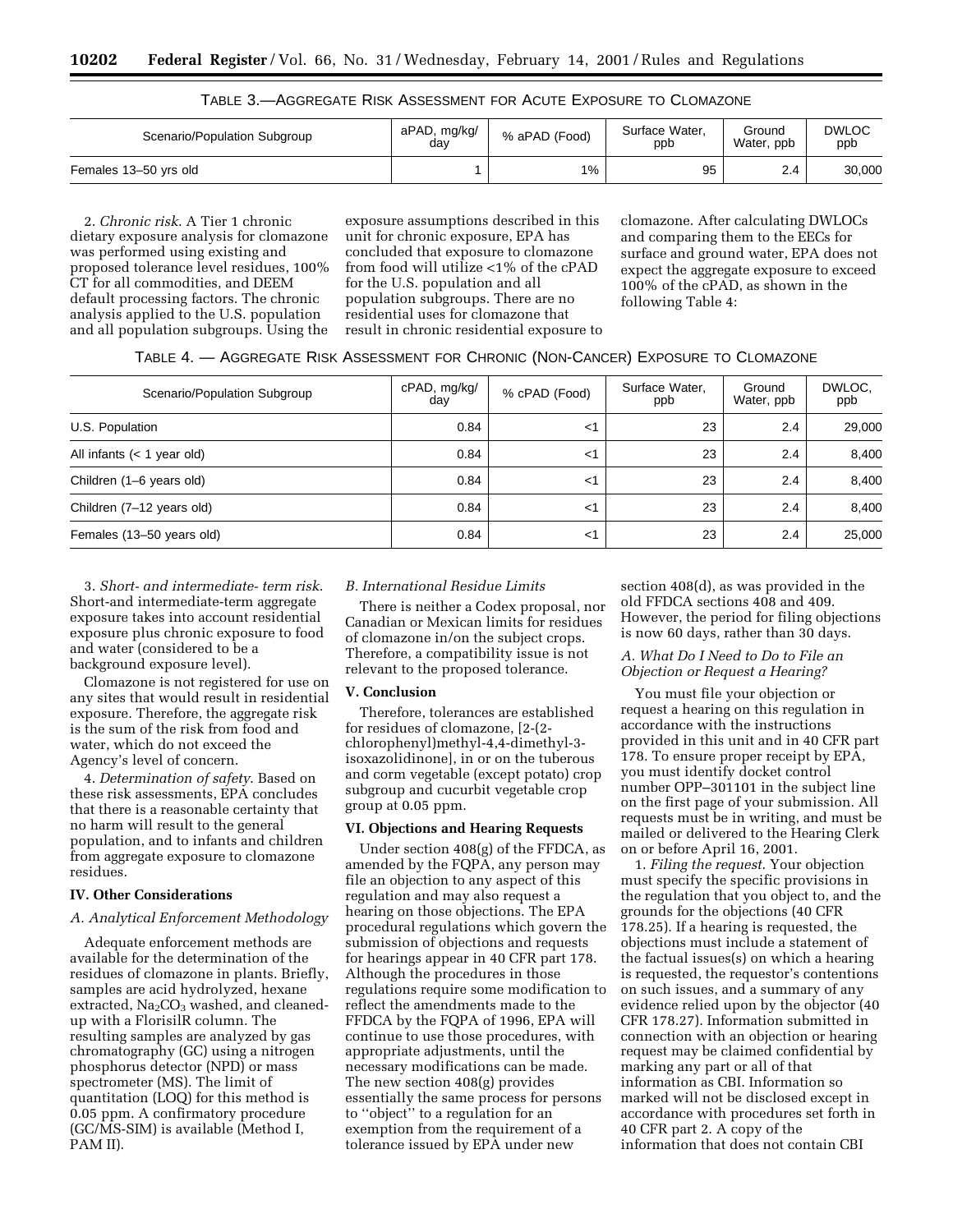TABLE 3.—AGGREGATE RISK ASSESSMENT FOR ACUTE EXPOSURE TO CLOMAZONE

| Scenario/Population Subgroup | aPAD, mg/kg/day | % aPAD (Food) | Surface Water, ppb | Ground Water, ppb | DWLOC ppb |
|---|---|---|---|---|---|
| Females 13–50 yrs old | 1 | 1% | 95 | 2.4 | 30,000 |

2. *Chronic risk*. A Tier 1 chronic dietary exposure analysis for clomazone was performed using existing and proposed tolerance level residues, 100% CT for all commodities, and DEEM default processing factors. The chronic analysis applied to the U.S. population and all population subgroups. Using the exposure assumptions described in this unit for chronic exposure, EPA has concluded that exposure to clomazone from food will utilize <1% of the cPAD for the U.S. population and all population subgroups. There are no residential uses for clomazone that result in chronic residential exposure to clomazone. After calculating DWLOCs and comparing them to the EECs for surface and ground water, EPA does not expect the aggregate exposure to exceed 100% of the cPAD, as shown in the following Table 4:

TABLE 4. — AGGREGATE RISK ASSESSMENT FOR CHRONIC (NON-CANCER) EXPOSURE TO CLOMAZONE

| Scenario/Population Subgroup | cPAD, mg/kg/day | % cPAD (Food) | Surface Water, ppb | Ground Water, ppb | DWLOC, ppb |
|---|---|---|---|---|---|
| U.S. Population | 0.84 | <1 | 23 | 2.4 | 29,000 |
| All infants (< 1 year old) | 0.84 | <1 | 23 | 2.4 | 8,400 |
| Children (1–6 years old) | 0.84 | <1 | 23 | 2.4 | 8,400 |
| Children (7–12 years old) | 0.84 | <1 | 23 | 2.4 | 8,400 |
| Females (13–50 years old) | 0.84 | <1 | 23 | 2.4 | 25,000 |

3. *Short- and intermediate- term risk*. Short-and intermediate-term aggregate exposure takes into account residential exposure plus chronic exposure to food and water (considered to be a background exposure level).

Clomazone is not registered for use on any sites that would result in residential exposure. Therefore, the aggregate risk is the sum of the risk from food and water, which do not exceed the Agency's level of concern.

4. *Determination of safety*. Based on these risk assessments, EPA concludes that there is a reasonable certainty that no harm will result to the general population, and to infants and children from aggregate exposure to clomazone residues.

## IV. Other Considerations

### *A. Analytical Enforcement Methodology*

Adequate enforcement methods are available for the determination of the residues of clomazone in plants. Briefly, samples are acid hydrolyzed, hexane extracted, $Na_2CO_3$ washed, and cleaned-up with a FlorisilR column. The resulting samples are analyzed by gas chromatography (GC) using a nitrogen phosphorus detector (NPD) or mass spectrometer (MS). The limit of quantitation (LOQ) for this method is 0.05 ppm. A confirmatory procedure (GC/MS-SIM) is available (Method I, PAM II).

### *B. International Residue Limits*

There is neither a Codex proposal, nor Canadian or Mexican limits for residues of clomazone in/on the subject crops. Therefore, a compatibility issue is not relevant to the proposed tolerance.

## V. Conclusion

Therefore, tolerances are established for residues of clomazone, [2-(2-chlorophenyl)methyl-4,4-dimethyl-3-isoxazolidinone], in or on the tuberous and corm vegetable (except potato) crop subgroup and cucurbit vegetable crop group at 0.05 ppm.

## VI. Objections and Hearing Requests

Under section 408(g) of the FFDCA, as amended by the FQPA, any person may file an objection to any aspect of this regulation and may also request a hearing on those objections. The EPA procedural regulations which govern the submission of objections and requests for hearings appear in 40 CFR part 178. Although the procedures in those regulations require some modification to reflect the amendments made to the FFDCA by the FQPA of 1996, EPA will continue to use those procedures, with appropriate adjustments, until the necessary modifications can be made. The new section 408(g) provides essentially the same process for persons to ''object'' to a regulation for an exemption from the requirement of a tolerance issued by EPA under new section 408(d), as was provided in the old FFDCA sections 408 and 409. However, the period for filing objections is now 60 days, rather than 30 days.

### *A. What Do I Need to Do to File an Objection or Request a Hearing?*

You must file your objection or request a hearing on this regulation in accordance with the instructions provided in this unit and in 40 CFR part 178. To ensure proper receipt by EPA, you must identify docket control number OPP–301101 in the subject line on the first page of your submission. All requests must be in writing, and must be mailed or delivered to the Hearing Clerk on or before April 16, 2001.

1. *Filing the request*. Your objection must specify the specific provisions in the regulation that you object to, and the grounds for the objections (40 CFR 178.25). If a hearing is requested, the objections must include a statement of the factual issues(s) on which a hearing is requested, the requestor's contentions on such issues, and a summary of any evidence relied upon by the objector (40 CFR 178.27). Information submitted in connection with an objection or hearing request may be claimed confidential by marking any part or all of that information as CBI. Information so marked will not be disclosed except in accordance with procedures set forth in 40 CFR part 2. A copy of the information that does not contain CBI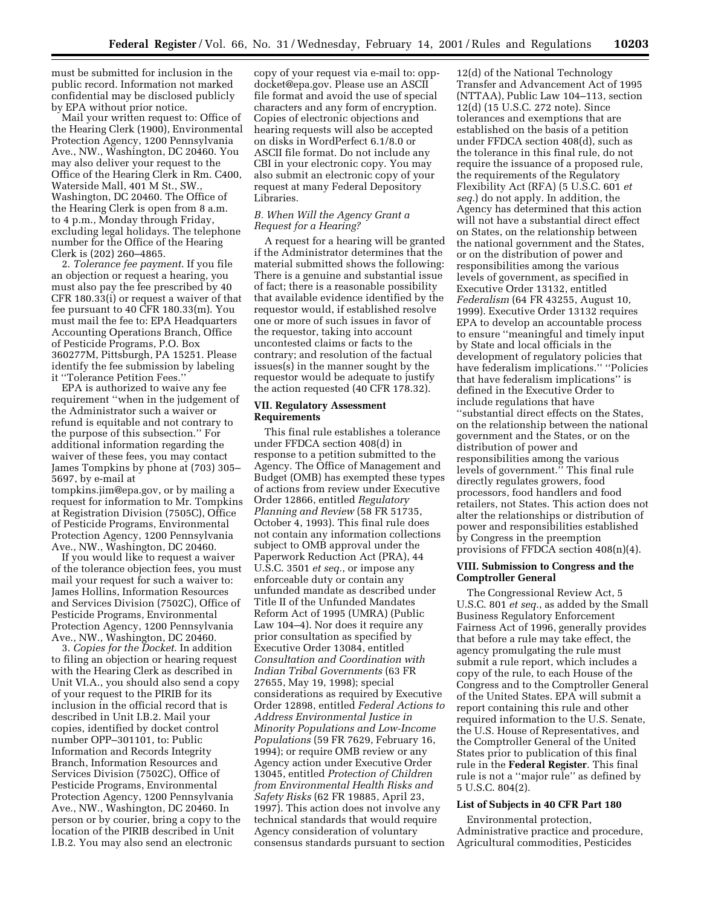must be submitted for inclusion in the public record. Information not marked confidential may be disclosed publicly by EPA without prior notice.

Mail your written request to: Office of the Hearing Clerk (1900), Environmental Protection Agency, 1200 Pennsylvania Ave., NW., Washington, DC 20460. You may also deliver your request to the Office of the Hearing Clerk in Rm. C400, Waterside Mall, 401 M St., SW., Washington, DC 20460. The Office of the Hearing Clerk is open from 8 a.m. to 4 p.m., Monday through Friday, excluding legal holidays. The telephone number for the Office of the Hearing Clerk is (202) 260–4865.

2. *Tolerance fee payment*. If you file an objection or request a hearing, you must also pay the fee prescribed by 40 CFR 180.33(i) or request a waiver of that fee pursuant to 40 CFR 180.33(m). You must mail the fee to: EPA Headquarters Accounting Operations Branch, Office of Pesticide Programs, P.O. Box 360277M, Pittsburgh, PA 15251. Please identify the fee submission by labeling it ''Tolerance Petition Fees.''

EPA is authorized to waive any fee requirement ''when in the judgement of the Administrator such a waiver or refund is equitable and not contrary to the purpose of this subsection.'' For additional information regarding the waiver of these fees, you may contact James Tompkins by phone at (703) 305–5697, by e-mail at tompkins.jim@epa.gov, or by mailing a request for information to Mr. Tompkins at Registration Division (7505C), Office of Pesticide Programs, Environmental Protection Agency, 1200 Pennsylvania Ave., NW., Washington, DC 20460.

If you would like to request a waiver of the tolerance objection fees, you must mail your request for such a waiver to: James Hollins, Information Resources and Services Division (7502C), Office of Pesticide Programs, Environmental Protection Agency, 1200 Pennsylvania Ave., NW., Washington, DC 20460.

3. *Copies for the Docket*. In addition to filing an objection or hearing request with the Hearing Clerk as described in Unit VI.A., you should also send a copy of your request to the PIRIB for its inclusion in the official record that is described in Unit I.B.2. Mail your copies, identified by docket control number OPP–301101, to: Public Information and Records Integrity Branch, Information Resources and Services Division (7502C), Office of Pesticide Programs, Environmental Protection Agency, 1200 Pennsylvania Ave., NW., Washington, DC 20460. In person or by courier, bring a copy to the location of the PIRIB described in Unit I.B.2. You may also send an electronic copy of your request via e-mail to: opp-docket@epa.gov. Please use an ASCII file format and avoid the use of special characters and any form of encryption. Copies of electronic objections and hearing requests will also be accepted on disks in WordPerfect 6.1/8.0 or ASCII file format. Do not include any CBI in your electronic copy. You may also submit an electronic copy of your request at many Federal Depository Libraries.

### *B. When Will the Agency Grant a Request for a Hearing?*

A request for a hearing will be granted if the Administrator determines that the material submitted shows the following: There is a genuine and substantial issue of fact; there is a reasonable possibility that available evidence identified by the requestor would, if established resolve one or more of such issues in favor of the requestor, taking into account uncontested claims or facts to the contrary; and resolution of the factual issues(s) in the manner sought by the requestor would be adequate to justify the action requested (40 CFR 178.32).

## VII. Regulatory Assessment Requirements

This final rule establishes a tolerance under FFDCA section 408(d) in response to a petition submitted to the Agency. The Office of Management and Budget (OMB) has exempted these types of actions from review under Executive Order 12866, entitled *Regulatory Planning and Review* (58 FR 51735, October 4, 1993). This final rule does not contain any information collections subject to OMB approval under the Paperwork Reduction Act (PRA), 44 U.S.C. 3501 *et seq.*, or impose any enforceable duty or contain any unfunded mandate as described under Title II of the Unfunded Mandates Reform Act of 1995 (UMRA) (Public Law 104–4). Nor does it require any prior consultation as specified by Executive Order 13084, entitled *Consultation and Coordination with Indian Tribal Governments* (63 FR 27655, May 19, 1998); special considerations as required by Executive Order 12898, entitled *Federal Actions to Address Environmental Justice in Minority Populations and Low-Income Populations* (59 FR 7629, February 16, 1994); or require OMB review or any Agency action under Executive Order 13045, entitled *Protection of Children from Environmental Health Risks and Safety Risks* (62 FR 19885, April 23, 1997). This action does not involve any technical standards that would require Agency consideration of voluntary consensus standards pursuant to section 12(d) of the National Technology Transfer and Advancement Act of 1995 (NTTAA), Public Law 104–113, section 12(d) (15 U.S.C. 272 note). Since tolerances and exemptions that are established on the basis of a petition under FFDCA section 408(d), such as the tolerance in this final rule, do not require the issuance of a proposed rule, the requirements of the Regulatory Flexibility Act (RFA) (5 U.S.C. 601 *et seq.*) do not apply. In addition, the Agency has determined that this action will not have a substantial direct effect on States, on the relationship between the national government and the States, or on the distribution of power and responsibilities among the various levels of government, as specified in Executive Order 13132, entitled *Federalism* (64 FR 43255, August 10, 1999). Executive Order 13132 requires EPA to develop an accountable process to ensure ''meaningful and timely input by State and local officials in the development of regulatory policies that have federalism implications.'' ''Policies that have federalism implications'' is defined in the Executive Order to include regulations that have ''substantial direct effects on the States, on the relationship between the national government and the States, or on the distribution of power and responsibilities among the various levels of government.'' This final rule directly regulates growers, food processors, food handlers and food retailers, not States. This action does not alter the relationships or distribution of power and responsibilities established by Congress in the preemption provisions of FFDCA section 408(n)(4).

## VIII. Submission to Congress and the Comptroller General

The Congressional Review Act, 5 U.S.C. 801 *et seq.*, as added by the Small Business Regulatory Enforcement Fairness Act of 1996, generally provides that before a rule may take effect, the agency promulgating the rule must submit a rule report, which includes a copy of the rule, to each House of the Congress and to the Comptroller General of the United States. EPA will submit a report containing this rule and other required information to the U.S. Senate, the U.S. House of Representatives, and the Comptroller General of the United States prior to publication of this final rule in the **Federal Register**. This final rule is not a ''major rule'' as defined by 5 U.S.C. 804(2).

### List of Subjects in 40 CFR Part 180

Environmental protection, Administrative practice and procedure, Agricultural commodities, Pesticides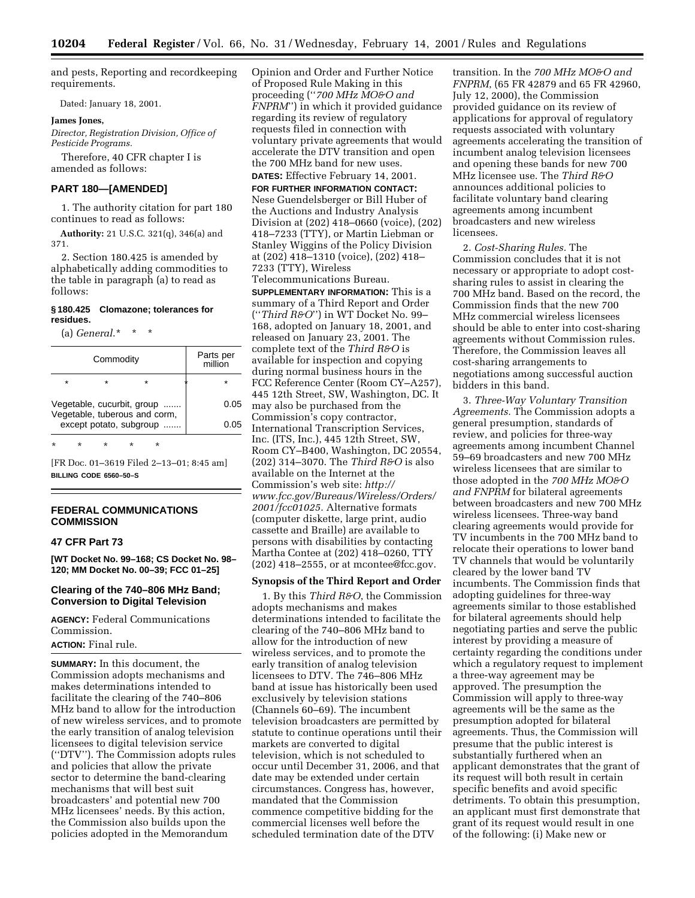and pests, Reporting and recordkeeping requirements.

Dated: January 18, 2001.

**James Jones,**

*Director, Registration Division, Office of Pesticide Programs.*

Therefore, 40 CFR chapter I is amended as follows:

## PART 180—[AMENDED]

1. The authority citation for part 180 continues to read as follows:

**Authority:** 21 U.S.C. 321(q), 346(a) and 371.

2. Section 180.425 is amended by alphabetically adding commodities to the table in paragraph (a) to read as follows:

### § 180.425 Clomazone; tolerances for residues.

(a) *General.* * * *

| Commodity | Parts per million |
|---|---|
| * * * | * |
| Vegetable, cucurbit, group ....... | 0.05 |
| Vegetable, tuberous and corm, except potato, subgroup ....... | 0.05 |

\* * * * *

[FR Doc. 01–3619 Filed 2–13–01; 8:45 am]

**BILLING CODE 6560–50–S**

## FEDERAL COMMUNICATIONS COMMISSION

### 47 CFR Part 73

**[WT Docket No. 99–168; CS Docket No. 98–120; MM Docket No. 00–39; FCC 01–25]**

### Clearing of the 740–806 MHz Band; Conversion to Digital Television

**AGENCY:** Federal Communications Commission.

**ACTION:** Final rule.

**SUMMARY:** In this document, the Commission adopts mechanisms and makes determinations intended to facilitate the clearing of the 740–806 MHz band to allow for the introduction of new wireless services, and to promote the early transition of analog television licensees to digital television service (''DTV''). The Commission adopts rules and policies that allow the private sector to determine the band-clearing mechanisms that will best suit broadcasters' and potential new 700 MHz licensees' needs. By this action, the Commission also builds upon the policies adopted in the Memorandum Opinion and Order and Further Notice of Proposed Rule Making in this proceeding (''*700 MHz MO&O and FNPRM*'') in which it provided guidance regarding its review of regulatory requests filed in connection with voluntary private agreements that would accelerate the DTV transition and open the 700 MHz band for new uses.

**DATES:** Effective February 14, 2001.

**FOR FURTHER INFORMATION CONTACT:** Nese Guendelsberger or Bill Huber of the Auctions and Industry Analysis Division at (202) 418–0660 (voice), (202) 418–7233 (TTY), or Martin Liebman or Stanley Wiggins of the Policy Division at (202) 418–1310 (voice), (202) 418–7233 (TTY), Wireless Telecommunications Bureau.

**SUPPLEMENTARY INFORMATION:** This is a summary of a Third Report and Order (''*Third R&O*'') in WT Docket No. 99–168, adopted on January 18, 2001, and released on January 23, 2001. The complete text of the *Third R&O* is available for inspection and copying during normal business hours in the FCC Reference Center (Room CY–A257), 445 12th Street, SW, Washington, DC. It may also be purchased from the Commission's copy contractor, International Transcription Services, Inc. (ITS, Inc.), 445 12th Street, SW, Room CY–B400, Washington, DC 20554, (202) 314–3070. The *Third R&O* is also available on the Internet at the Commission's web site: *http://www.fcc.gov/Bureaus/Wireless/Orders/2001/fcc01025.* Alternative formats (computer diskette, large print, audio cassette and Braille) are available to persons with disabilities by contacting Martha Contee at (202) 418–0260, TTY (202) 418–2555, or at mcontee@fcc.gov.

### Synopsis of the Third Report and Order

1. By this *Third R&O*, the Commission adopts mechanisms and makes determinations intended to facilitate the clearing of the 740–806 MHz band to allow for the introduction of new wireless services, and to promote the early transition of analog television licensees to DTV. The 746–806 MHz band at issue has historically been used exclusively by television stations (Channels 60–69). The incumbent television broadcasters are permitted by statute to continue operations until their markets are converted to digital television, which is not scheduled to occur until December 31, 2006, and that date may be extended under certain circumstances. Congress has, however, mandated that the Commission commence competitive bidding for the commercial licenses well before the scheduled termination date of the DTV transition. In the *700 MHz MO&O and FNPRM*, (65 FR 42879 and 65 FR 42960, July 12, 2000), the Commission provided guidance on its review of applications for approval of regulatory requests associated with voluntary agreements accelerating the transition of incumbent analog television licensees and opening these bands for new 700 MHz licensee use. The *Third R&O* announces additional policies to facilitate voluntary band clearing agreements among incumbent broadcasters and new wireless licensees.

2. *Cost-Sharing Rules.* The Commission concludes that it is not necessary or appropriate to adopt cost-sharing rules to assist in clearing the 700 MHz band. Based on the record, the Commission finds that the new 700 MHz commercial wireless licensees should be able to enter into cost-sharing agreements without Commission rules. Therefore, the Commission leaves all cost-sharing arrangements to negotiations among successful auction bidders in this band.

3. *Three-Way Voluntary Transition Agreements.* The Commission adopts a general presumption, standards of review, and policies for three-way agreements among incumbent Channel 59–69 broadcasters and new 700 MHz wireless licensees that are similar to those adopted in the *700 MHz MO&O and FNPRM* for bilateral agreements between broadcasters and new 700 MHz wireless licensees. Three-way band clearing agreements would provide for TV incumbents in the 700 MHz band to relocate their operations to lower band TV channels that would be voluntarily cleared by the lower band TV incumbents. The Commission finds that adopting guidelines for three-way agreements similar to those established for bilateral agreements should help negotiating parties and serve the public interest by providing a measure of certainty regarding the conditions under which a regulatory request to implement a three-way agreement may be approved. The presumption the Commission will apply to three-way agreements will be the same as the presumption adopted for bilateral agreements. Thus, the Commission will presume that the public interest is substantially furthered when an applicant demonstrates that the grant of its request will both result in certain specific benefits and avoid specific detriments. To obtain this presumption, an applicant must first demonstrate that grant of its request would result in one of the following: (i) Make new or